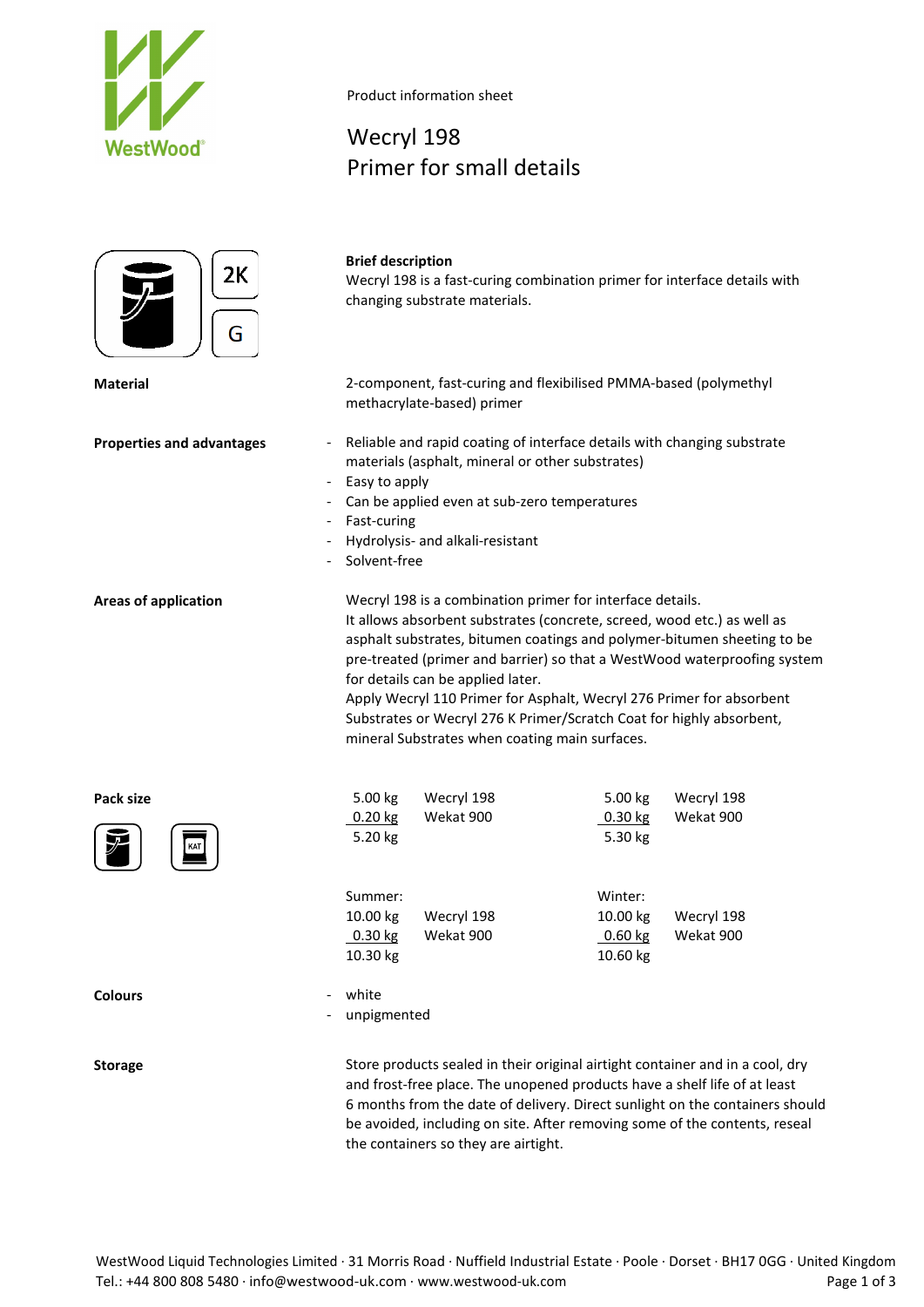Product information sheet

# Wecryl 198
# Primer for small details

2K

G

**Brief description**

Wecryl 198 is a fast-curing combination primer for interface details with changing substrate materials.

**Material**

2-component, fast-curing and flexibilised PMMA-based (polymethyl methacrylate-based) primer

**Properties and advantages**

- Reliable and rapid coating of interface details with changing substrate materials (asphalt, mineral or other substrates)
- Easy to apply
- Can be applied even at sub-zero temperatures
- Fast-curing
- Hydrolysis- and alkali-resistant
- Solvent-free

**Areas of application**

Wecryl 198 is a combination primer for interface details.
It allows absorbent substrates (concrete, screed, wood etc.) as well as asphalt substrates, bitumen coatings and polymer-bitumen sheeting to be pre-treated (primer and barrier) so that a WestWood waterproofing system for details can be applied later.
Apply Wecryl 110 Primer for Asphalt, Wecryl 276 Primer for absorbent Substrates or Wecryl 276 K Primer/Scratch Coat for highly absorbent, mineral Substrates when coating main surfaces.

**Pack size**

| | | | |
|---|---|---|---|
| 5.00 kg | Wecryl 198 | 5.00 kg | Wecryl 198 |
| 0.20 kg | Wekat 900 | 0.30 kg | Wekat 900 |
| 5.20 kg | | 5.30 kg | |
| Summer: | | Winter: | |
| 10.00 kg | Wecryl 198 | 10.00 kg | Wecryl 198 |
| 0.30 kg | Wekat 900 | 0.60 kg | Wekat 900 |
| 10.30 kg | | 10.60 kg | |

**Colours**

- white
- unpigmented

**Storage**

Store products sealed in their original airtight container and in a cool, dry and frost-free place. The unopened products have a shelf life of at least 6 months from the date of delivery. Direct sunlight on the containers should be avoided, including on site. After removing some of the contents, reseal the containers so they are airtight.

WestWood Liquid Technologies Limited · 31 Morris Road · Nuffield Industrial Estate · Poole · Dorset · BH17 0GG · United Kingdom
Tel.: +44 800 808 5480 · info@westwood-uk.com · www.westwood-uk.com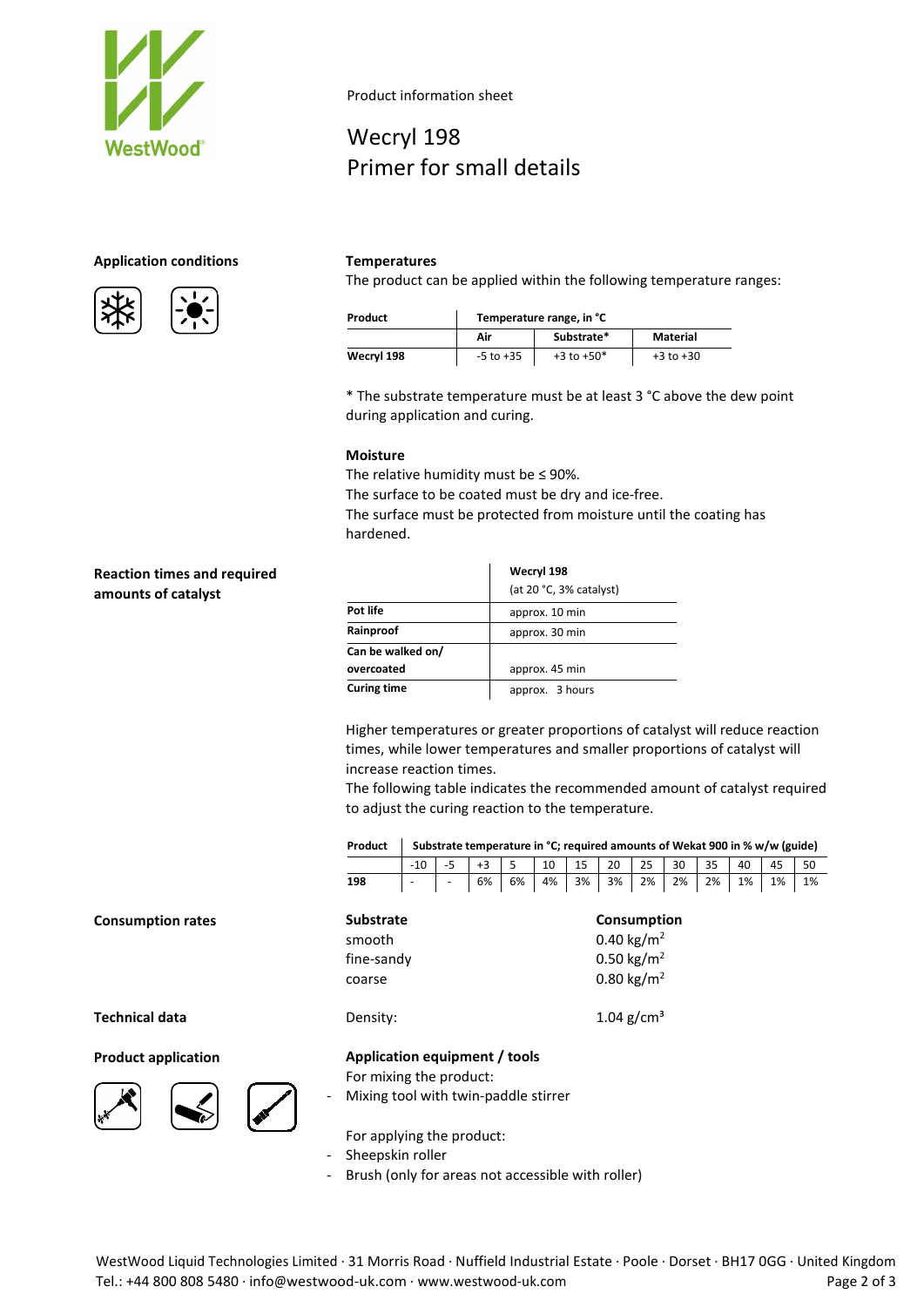Product information sheet

# Wecryl 198
# Primer for small details

## Application conditions

### Temperatures

The product can be applied within the following temperature ranges:

| Product | Temperature range, in °C | | |
|---|---|---|---|
| | Air | Substrate* | Material |
| Wecryl 198 | -5 to +35 | +3 to +50* | +3 to +30 |

* The substrate temperature must be at least 3 °C above the dew point during application and curing.

### Moisture

The relative humidity must be ≤ 90%.
The surface to be coated must be dry and ice-free.
The surface must be protected from moisture until the coating has hardened.

## Reaction times and required amounts of catalyst

| | Wecryl 198 (at 20 °C, 3% catalyst) |
|---|---|
| Pot life | approx. 10 min |
| Rainproof | approx. 30 min |
| Can be walked on/ overcoated | approx. 45 min |
| Curing time | approx. 3 hours |

Higher temperatures or greater proportions of catalyst will reduce reaction times, while lower temperatures and smaller proportions of catalyst will increase reaction times.
The following table indicates the recommended amount of catalyst required to adjust the curing reaction to the temperature.

| Product | Substrate temperature in °C; required amounts of Wekat 900 in % w/w (guide) | | | | | | | | | | | | |
|---|---|---|---|---|---|---|---|---|---|---|---|---|---|
| | -10 | -5 | +3 | 5 | 10 | 15 | 20 | 25 | 30 | 35 | 40 | 45 | 50 |
| 198 | - | - | 6% | 6% | 4% | 3% | 3% | 2% | 2% | 2% | 1% | 1% | 1% |

## Consumption rates

| Substrate | Consumption |
|---|---|
| smooth | 0.40 kg/m$^2$ |
| fine-sandy | 0.50 kg/m$^2$ |
| coarse | 0.80 kg/m$^2$ |

## Technical data

Density: 1.04 g/cm$^3$

## Product application

### Application equipment / tools

For mixing the product:
- Mixing tool with twin-paddle stirrer

For applying the product:
- Sheepskin roller
- Brush (only for areas not accessible with roller)

WestWood Liquid Technologies Limited · 31 Morris Road · Nuffield Industrial Estate · Poole · Dorset · BH17 0GG · United Kingdom
Tel.: +44 800 808 5480 · info@westwood-uk.com · www.westwood-uk.com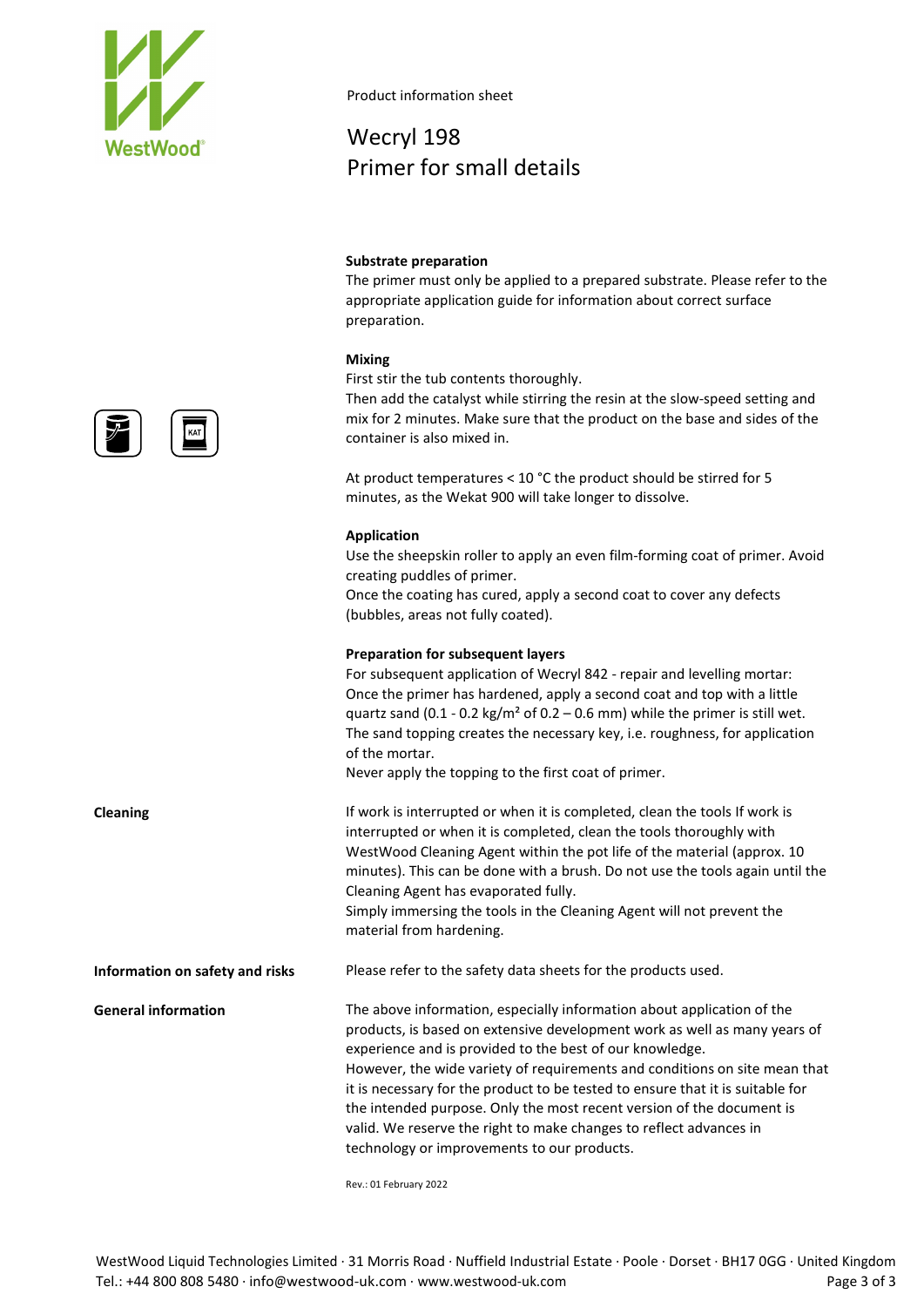Product information sheet

# Wecryl 198
# Primer for small details

**Substrate preparation**

The primer must only be applied to a prepared substrate. Please refer to the appropriate application guide for information about correct surface preparation.

**Mixing**

First stir the tub contents thoroughly.
Then add the catalyst while stirring the resin at the slow-speed setting and mix for 2 minutes. Make sure that the product on the base and sides of the container is also mixed in.

At product temperatures < 10 °C the product should be stirred for 5 minutes, as the Wekat 900 will take longer to dissolve.

**Application**

Use the sheepskin roller to apply an even film-forming coat of primer. Avoid creating puddles of primer.
Once the coating has cured, apply a second coat to cover any defects (bubbles, areas not fully coated).

**Preparation for subsequent layers**

For subsequent application of Wecryl 842 - repair and levelling mortar:
Once the primer has hardened, apply a second coat and top with a little quartz sand (0.1 - 0.2 kg/m² of 0.2 – 0.6 mm) while the primer is still wet. The sand topping creates the necessary key, i.e. roughness, for application of the mortar.
Never apply the topping to the first coat of primer.

**Cleaning**

If work is interrupted or when it is completed, clean the tools If work is interrupted or when it is completed, clean the tools thoroughly with WestWood Cleaning Agent within the pot life of the material (approx. 10 minutes). This can be done with a brush. Do not use the tools again until the Cleaning Agent has evaporated fully.
Simply immersing the tools in the Cleaning Agent will not prevent the material from hardening.

**Information on safety and risks**

Please refer to the safety data sheets for the products used.

**General information**

The above information, especially information about application of the products, is based on extensive development work as well as many years of experience and is provided to the best of our knowledge.
However, the wide variety of requirements and conditions on site mean that it is necessary for the product to be tested to ensure that it is suitable for the intended purpose. Only the most recent version of the document is valid. We reserve the right to make changes to reflect advances in technology or improvements to our products.

Rev.: 01 February 2022

WestWood Liquid Technologies Limited · 31 Morris Road · Nuffield Industrial Estate · Poole · Dorset · BH17 0GG · United Kingdom
Tel.: +44 800 808 5480 · info@westwood-uk.com · www.westwood-uk.com